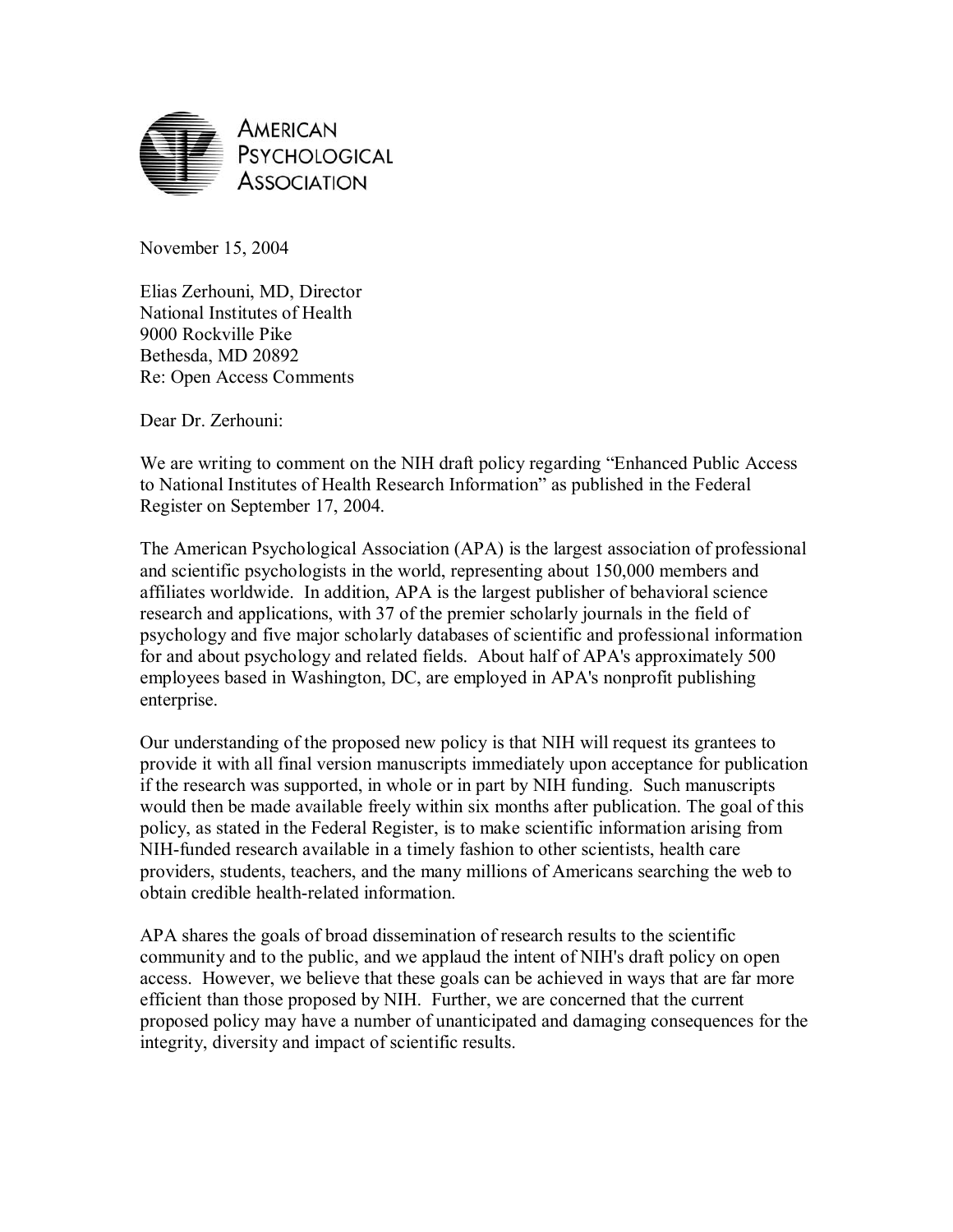AMERICAN PSYCHOLOGICAL ASSOCIATION

November 15, 2004

Elias Zerhouni, MD, Director  
National Institutes of Health  
9000 Rockville Pike  
Bethesda, MD 20892  
Re: Open Access Comments

Dear Dr. Zerhouni:

We are writing to comment on the NIH draft policy regarding "Enhanced Public Access to National Institutes of Health Research Information" as published in the Federal Register on September 17, 2004.

The American Psychological Association (APA) is the largest association of professional and scientific psychologists in the world, representing about 150,000 members and affiliates worldwide. In addition, APA is the largest publisher of behavioral science research and applications, with 37 of the premier scholarly journals in the field of psychology and five major scholarly databases of scientific and professional information for and about psychology and related fields. About half of APA's approximately 500 employees based in Washington, DC, are employed in APA's nonprofit publishing enterprise.

Our understanding of the proposed new policy is that NIH will request its grantees to provide it with all final version manuscripts immediately upon acceptance for publication if the research was supported, in whole or in part by NIH funding. Such manuscripts would then be made available freely within six months after publication. The goal of this policy, as stated in the Federal Register, is to make scientific information arising from NIH-funded research available in a timely fashion to other scientists, health care providers, students, teachers, and the many millions of Americans searching the web to obtain credible health-related information.

APA shares the goals of broad dissemination of research results to the scientific community and to the public, and we applaud the intent of NIH's draft policy on open access. However, we believe that these goals can be achieved in ways that are far more efficient than those proposed by NIH. Further, we are concerned that the current proposed policy may have a number of unanticipated and damaging consequences for the integrity, diversity and impact of scientific results.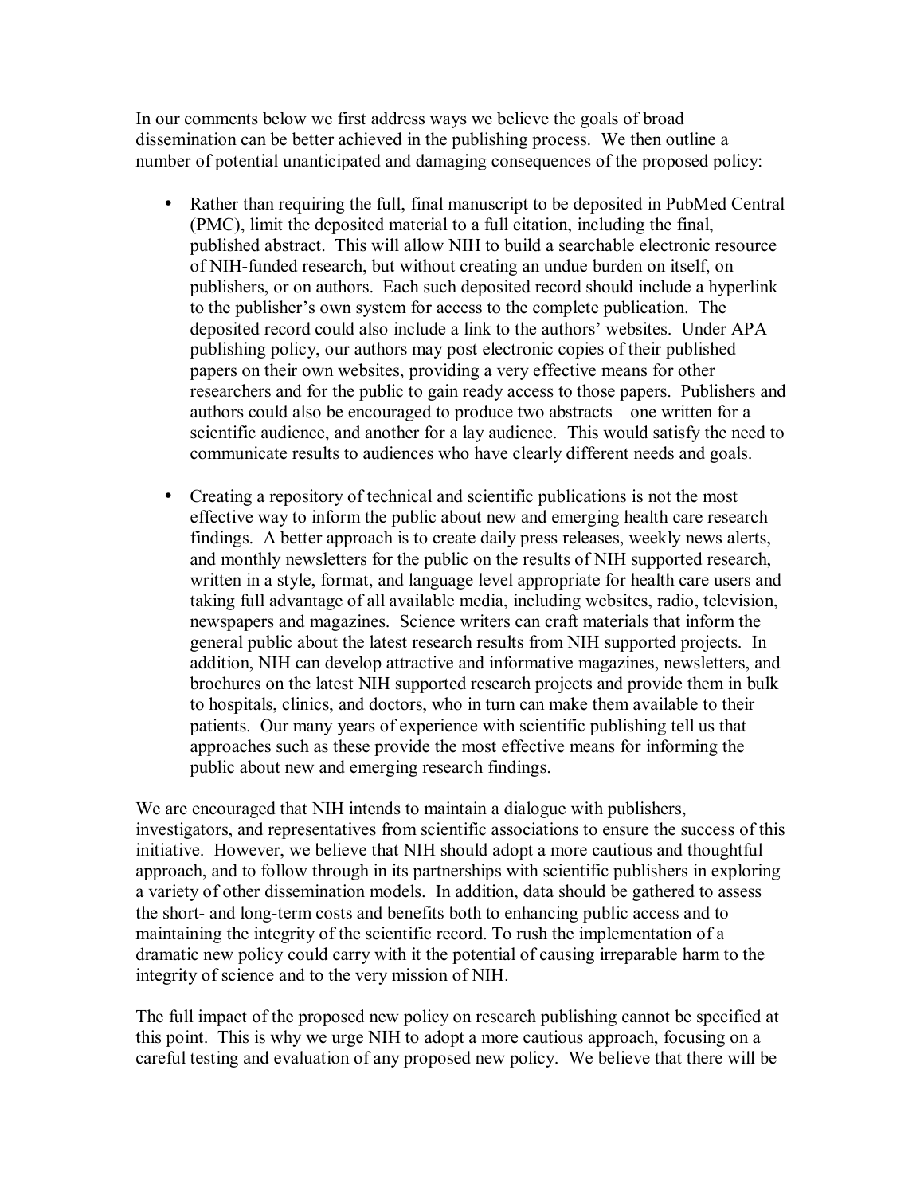In our comments below we first address ways we believe the goals of broad dissemination can be better achieved in the publishing process. We then outline a number of potential unanticipated and damaging consequences of the proposed policy:

- Rather than requiring the full, final manuscript to be deposited in PubMed Central (PMC), limit the deposited material to a full citation, including the final, published abstract. This will allow NIH to build a searchable electronic resource of NIH-funded research, but without creating an undue burden on itself, on publishers, or on authors. Each such deposited record should include a hyperlink to the publisher's own system for access to the complete publication. The deposited record could also include a link to the authors' websites. Under APA publishing policy, our authors may post electronic copies of their published papers on their own websites, providing a very effective means for other researchers and for the public to gain ready access to those papers. Publishers and authors could also be encouraged to produce two abstracts – one written for a scientific audience, and another for a lay audience. This would satisfy the need to communicate results to audiences who have clearly different needs and goals.

- Creating a repository of technical and scientific publications is not the most effective way to inform the public about new and emerging health care research findings. A better approach is to create daily press releases, weekly news alerts, and monthly newsletters for the public on the results of NIH supported research, written in a style, format, and language level appropriate for health care users and taking full advantage of all available media, including websites, radio, television, newspapers and magazines. Science writers can craft materials that inform the general public about the latest research results from NIH supported projects. In addition, NIH can develop attractive and informative magazines, newsletters, and brochures on the latest NIH supported research projects and provide them in bulk to hospitals, clinics, and doctors, who in turn can make them available to their patients. Our many years of experience with scientific publishing tell us that approaches such as these provide the most effective means for informing the public about new and emerging research findings.

We are encouraged that NIH intends to maintain a dialogue with publishers, investigators, and representatives from scientific associations to ensure the success of this initiative. However, we believe that NIH should adopt a more cautious and thoughtful approach, and to follow through in its partnerships with scientific publishers in exploring a variety of other dissemination models. In addition, data should be gathered to assess the short- and long-term costs and benefits both to enhancing public access and to maintaining the integrity of the scientific record. To rush the implementation of a dramatic new policy could carry with it the potential of causing irreparable harm to the integrity of science and to the very mission of NIH.

The full impact of the proposed new policy on research publishing cannot be specified at this point. This is why we urge NIH to adopt a more cautious approach, focusing on a careful testing and evaluation of any proposed new policy. We believe that there will be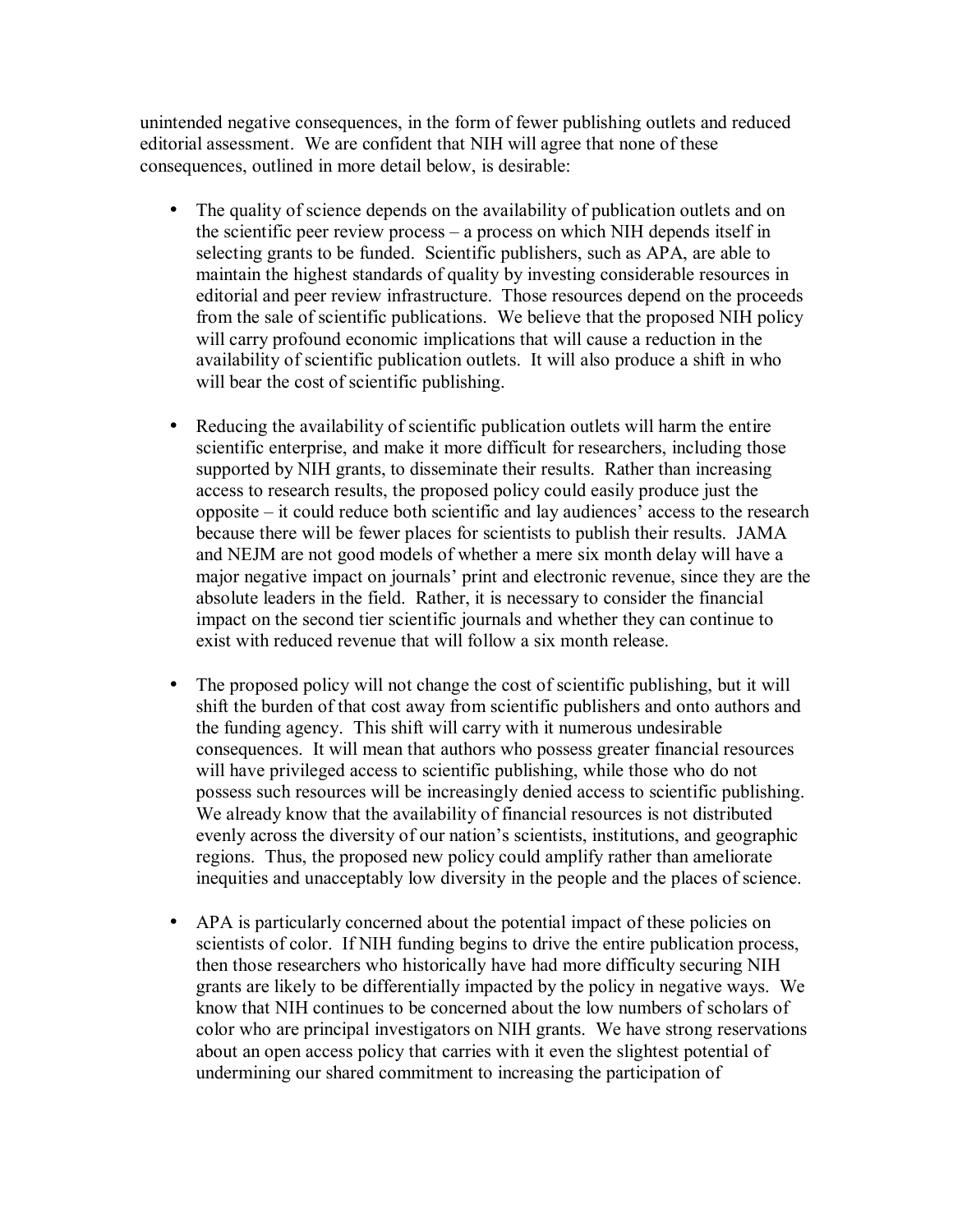unintended negative consequences, in the form of fewer publishing outlets and reduced editorial assessment. We are confident that NIH will agree that none of these consequences, outlined in more detail below, is desirable:

- The quality of science depends on the availability of publication outlets and on the scientific peer review process – a process on which NIH depends itself in selecting grants to be funded. Scientific publishers, such as APA, are able to maintain the highest standards of quality by investing considerable resources in editorial and peer review infrastructure. Those resources depend on the proceeds from the sale of scientific publications. We believe that the proposed NIH policy will carry profound economic implications that will cause a reduction in the availability of scientific publication outlets. It will also produce a shift in who will bear the cost of scientific publishing.

- Reducing the availability of scientific publication outlets will harm the entire scientific enterprise, and make it more difficult for researchers, including those supported by NIH grants, to disseminate their results. Rather than increasing access to research results, the proposed policy could easily produce just the opposite – it could reduce both scientific and lay audiences' access to the research because there will be fewer places for scientists to publish their results. JAMA and NEJM are not good models of whether a mere six month delay will have a major negative impact on journals' print and electronic revenue, since they are the absolute leaders in the field. Rather, it is necessary to consider the financial impact on the second tier scientific journals and whether they can continue to exist with reduced revenue that will follow a six month release.

- The proposed policy will not change the cost of scientific publishing, but it will shift the burden of that cost away from scientific publishers and onto authors and the funding agency. This shift will carry with it numerous undesirable consequences. It will mean that authors who possess greater financial resources will have privileged access to scientific publishing, while those who do not possess such resources will be increasingly denied access to scientific publishing. We already know that the availability of financial resources is not distributed evenly across the diversity of our nation's scientists, institutions, and geographic regions. Thus, the proposed new policy could amplify rather than ameliorate inequities and unacceptably low diversity in the people and the places of science.

- APA is particularly concerned about the potential impact of these policies on scientists of color. If NIH funding begins to drive the entire publication process, then those researchers who historically have had more difficulty securing NIH grants are likely to be differentially impacted by the policy in negative ways. We know that NIH continues to be concerned about the low numbers of scholars of color who are principal investigators on NIH grants. We have strong reservations about an open access policy that carries with it even the slightest potential of undermining our shared commitment to increasing the participation of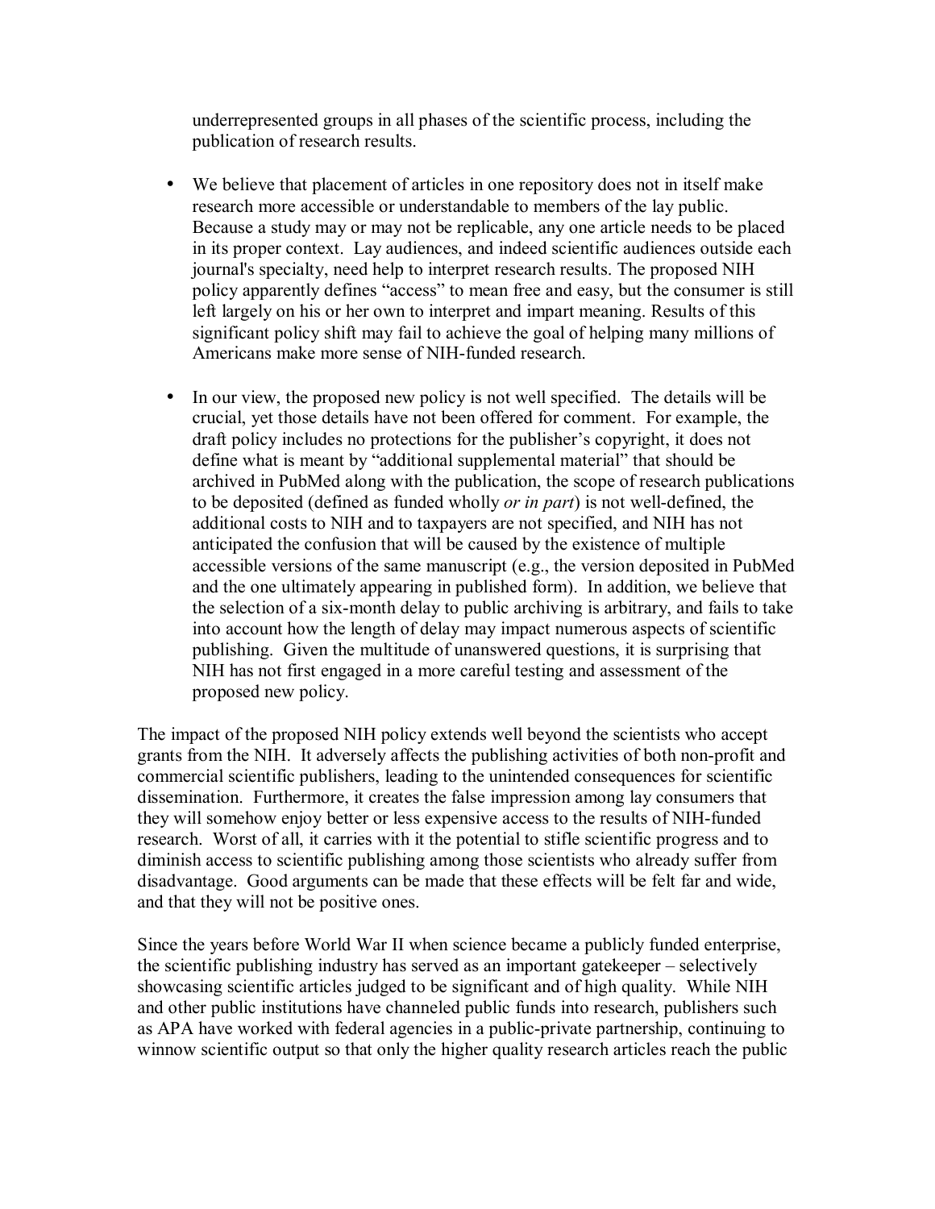underrepresented groups in all phases of the scientific process, including the publication of research results.

- We believe that placement of articles in one repository does not in itself make research more accessible or understandable to members of the lay public. Because a study may or may not be replicable, any one article needs to be placed in its proper context. Lay audiences, and indeed scientific audiences outside each journal's specialty, need help to interpret research results. The proposed NIH policy apparently defines "access" to mean free and easy, but the consumer is still left largely on his or her own to interpret and impart meaning. Results of this significant policy shift may fail to achieve the goal of helping many millions of Americans make more sense of NIH-funded research.

- In our view, the proposed new policy is not well specified. The details will be crucial, yet those details have not been offered for comment. For example, the draft policy includes no protections for the publisher's copyright, it does not define what is meant by "additional supplemental material" that should be archived in PubMed along with the publication, the scope of research publications to be deposited (defined as funded wholly *or in part*) is not well-defined, the additional costs to NIH and to taxpayers are not specified, and NIH has not anticipated the confusion that will be caused by the existence of multiple accessible versions of the same manuscript (e.g., the version deposited in PubMed and the one ultimately appearing in published form). In addition, we believe that the selection of a six-month delay to public archiving is arbitrary, and fails to take into account how the length of delay may impact numerous aspects of scientific publishing. Given the multitude of unanswered questions, it is surprising that NIH has not first engaged in a more careful testing and assessment of the proposed new policy.

The impact of the proposed NIH policy extends well beyond the scientists who accept grants from the NIH. It adversely affects the publishing activities of both non-profit and commercial scientific publishers, leading to the unintended consequences for scientific dissemination. Furthermore, it creates the false impression among lay consumers that they will somehow enjoy better or less expensive access to the results of NIH-funded research. Worst of all, it carries with it the potential to stifle scientific progress and to diminish access to scientific publishing among those scientists who already suffer from disadvantage. Good arguments can be made that these effects will be felt far and wide, and that they will not be positive ones.

Since the years before World War II when science became a publicly funded enterprise, the scientific publishing industry has served as an important gatekeeper – selectively showcasing scientific articles judged to be significant and of high quality. While NIH and other public institutions have channeled public funds into research, publishers such as APA have worked with federal agencies in a public-private partnership, continuing to winnow scientific output so that only the higher quality research articles reach the public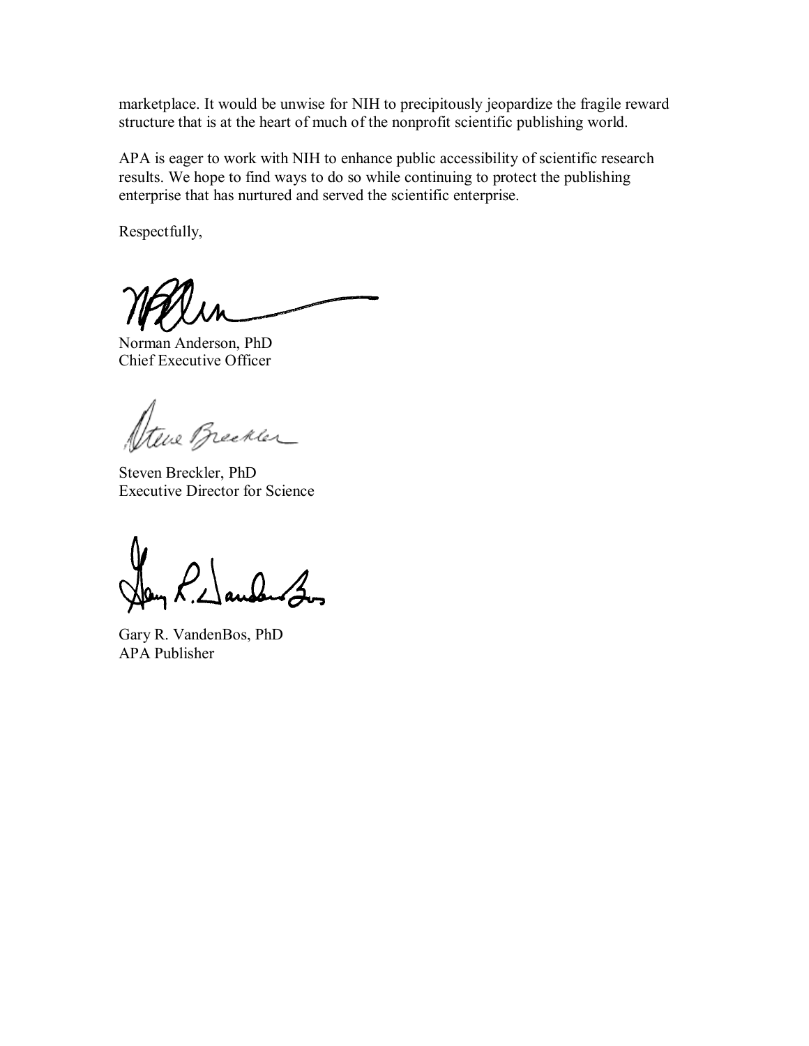marketplace. It would be unwise for NIH to precipitously jeopardize the fragile reward structure that is at the heart of much of the nonprofit scientific publishing world.

APA is eager to work with NIH to enhance public accessibility of scientific research results. We hope to find ways to do so while continuing to protect the publishing enterprise that has nurtured and served the scientific enterprise.

Respectfully,

Norman Anderson, PhD
Chief Executive Officer

Steven Breckler, PhD
Executive Director for Science

Gary R. VandenBos, PhD
APA Publisher